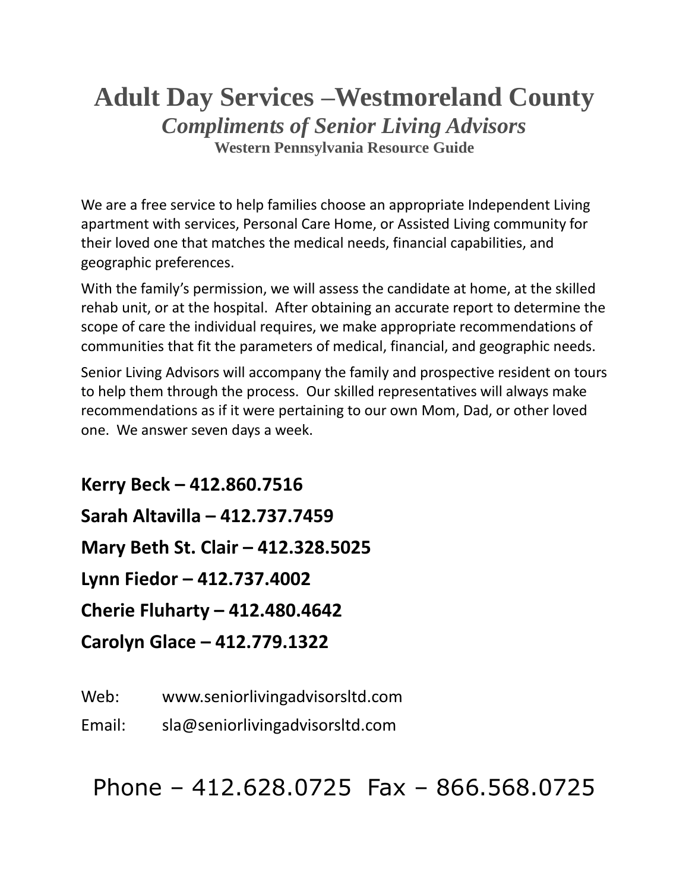# Adult Day Services –Westmoreland County

## *Compliments of Senior Living Advisors*

### Western Pennsylvania Resource Guide

We are a free service to help families choose an appropriate Independent Living apartment with services, Personal Care Home, or Assisted Living community for their loved one that matches the medical needs, financial capabilities, and geographic preferences.

With the family's permission, we will assess the candidate at home, at the skilled rehab unit, or at the hospital. After obtaining an accurate report to determine the scope of care the individual requires, we make appropriate recommendations of communities that fit the parameters of medical, financial, and geographic needs.

Senior Living Advisors will accompany the family and prospective resident on tours to help them through the process. Our skilled representatives will always make recommendations as if it were pertaining to our own Mom, Dad, or other loved one. We answer seven days a week.

**Kerry Beck – 412.860.7516**

**Sarah Altavilla – 412.737.7459**

**Mary Beth St. Clair – 412.328.5025**

**Lynn Fiedor – 412.737.4002**

**Cherie Fluharty – 412.480.4642**

**Carolyn Glace – 412.779.1322**

Web: www.seniorlivingadvisorsltd.com

Email: sla@seniorlivingadvisorsltd.com

Phone – 412.628.0725 Fax – 866.568.0725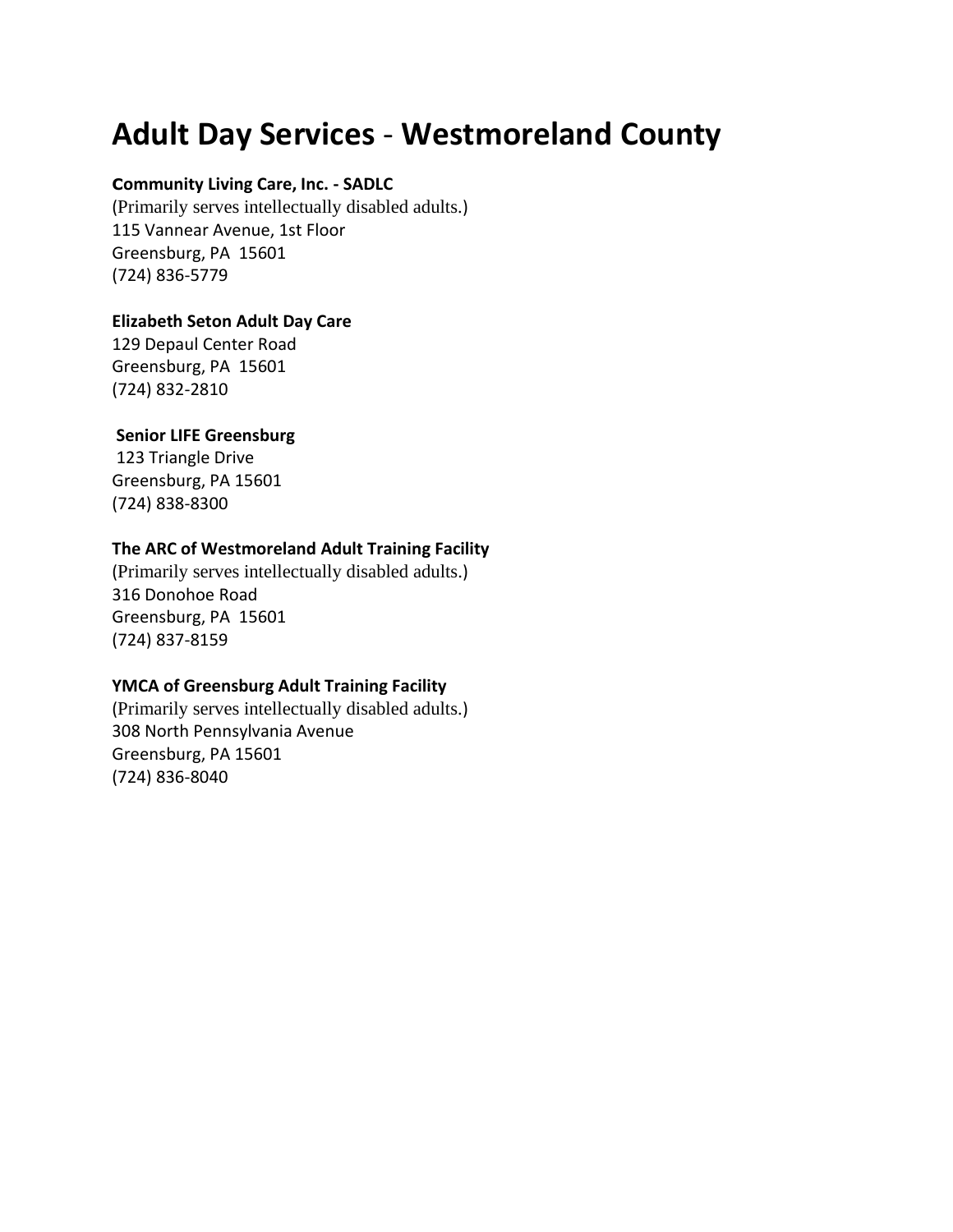# Adult Day Services - Westmoreland County

**Community Living Care, Inc. - SADLC**
(Primarily serves intellectually disabled adults.)
115 Vannear Avenue, 1st Floor
Greensburg, PA 15601
(724) 836-5779

**Elizabeth Seton Adult Day Care**
129 Depaul Center Road
Greensburg, PA 15601
(724) 832-2810

**Senior LIFE Greensburg**
123 Triangle Drive
Greensburg, PA 15601
(724) 838-8300

**The ARC of Westmoreland Adult Training Facility**
(Primarily serves intellectually disabled adults.)
316 Donohoe Road
Greensburg, PA 15601
(724) 837-8159

**YMCA of Greensburg Adult Training Facility**
(Primarily serves intellectually disabled adults.)
308 North Pennsylvania Avenue
Greensburg, PA 15601
(724) 836-8040